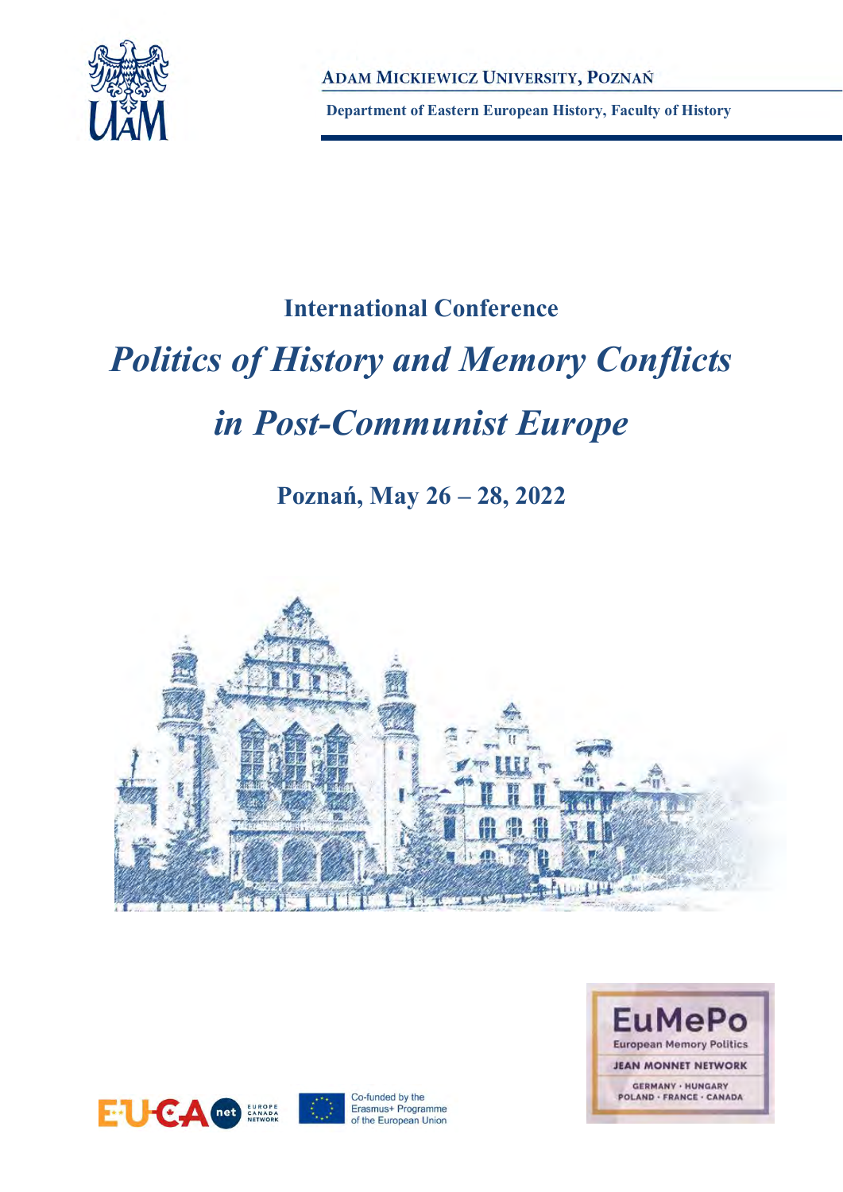ADAM MICKIEWICZ UNIVERSITY, POZNAŃ

Department of Eastern European History, Faculty of History

## International Conference

# *Politics of History and Memory Conflicts in Post-Communist Europe*

## Poznań, May 26 – 28, 2022

EuMePo
European Memory Politics
JEAN MONNET NETWORK
GERMANY · HUNGARY
POLAND · FRANCE · CANADA

EU-CA net EUROPE CANADA NETWORK

Co-funded by the Erasmus+ Programme of the European Union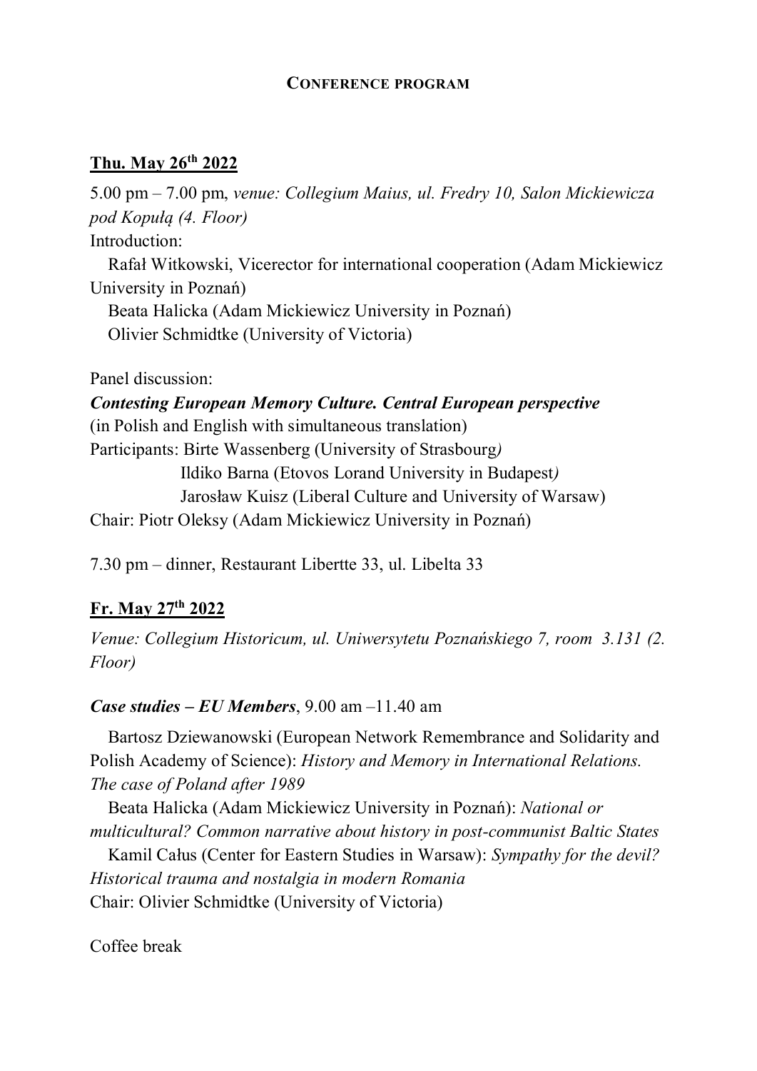**CONFERENCE PROGRAM**

## Thu. May 26th 2022

5.00 pm – 7.00 pm, *venue: Collegium Maius, ul. Fredry 10, Salon Mickiewicza pod Kopułą (4. Floor)*

Introduction:

Rafał Witkowski, Vicerector for international cooperation (Adam Mickiewicz University in Poznań)

Beata Halicka (Adam Mickiewicz University in Poznań)

Olivier Schmidtke (University of Victoria)

Panel discussion:

***Contesting European Memory Culture. Central European perspective***

(in Polish and English with simultaneous translation)

Participants: Birte Wassenberg (University of Strasbourg*)*

Ildiko Barna (Etovos Lorand University in Budapest*)*

Jarosław Kuisz (Liberal Culture and University of Warsaw)

Chair: Piotr Oleksy (Adam Mickiewicz University in Poznań)

7.30 pm – dinner, Restaurant Libertte 33, ul. Libelta 33

## Fr. May 27th 2022

*Venue: Collegium Historicum, ul. Uniwersytetu Poznańskiego 7, room 3.131 (2. Floor)*

***Case studies – EU Members***, 9.00 am –11.40 am

Bartosz Dziewanowski (European Network Remembrance and Solidarity and Polish Academy of Science): *History and Memory in International Relations. The case of Poland after 1989*

Beata Halicka (Adam Mickiewicz University in Poznań): *National or multicultural? Common narrative about history in post-communist Baltic States*

Kamil Całus (Center for Eastern Studies in Warsaw): *Sympathy for the devil? Historical trauma and nostalgia in modern Romania*

Chair: Olivier Schmidtke (University of Victoria)

Coffee break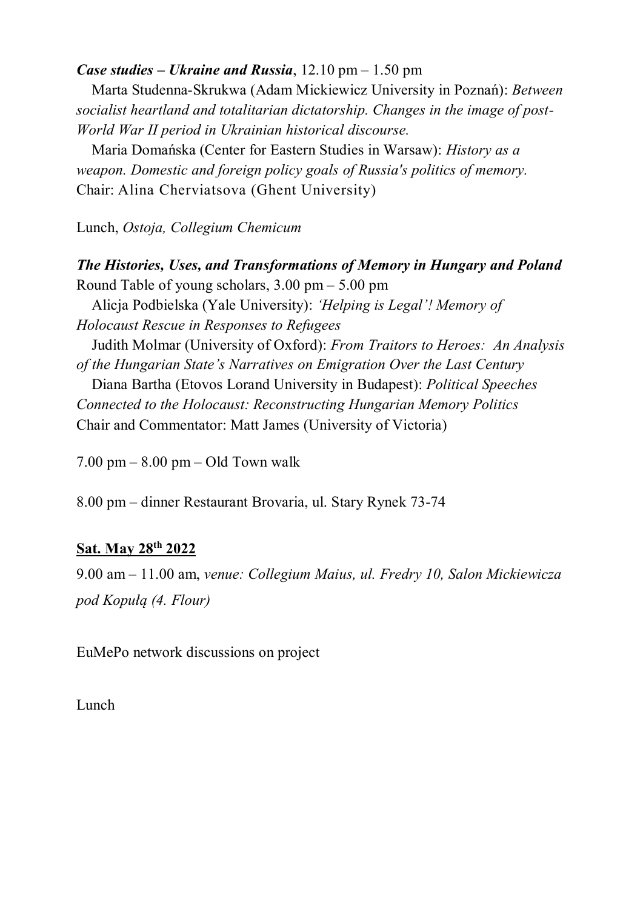***Case studies – Ukraine and Russia***, 12.10 pm – 1.50 pm

Marta Studenna-Skrukwa (Adam Mickiewicz University in Poznań): *Between socialist heartland and totalitarian dictatorship. Changes in the image of post-World War II period in Ukrainian historical discourse.*

Maria Domańska (Center for Eastern Studies in Warsaw): *History as a weapon. Domestic and foreign policy goals of Russia's politics of memory.*

Chair: Alina Cherviatsova (Ghent University)

Lunch, *Ostoja, Collegium Chemicum*

***The Histories, Uses, and Transformations of Memory in Hungary and Poland***

Round Table of young scholars, 3.00 pm – 5.00 pm

Alicja Podbielska (Yale University): *'Helping is Legal'! Memory of Holocaust Rescue in Responses to Refugees*

Judith Molmar (University of Oxford): *From Traitors to Heroes: An Analysis of the Hungarian State's Narratives on Emigration Over the Last Century*

Diana Bartha (Etovos Lorand University in Budapest): *Political Speeches Connected to the Holocaust: Reconstructing Hungarian Memory Politics*

Chair and Commentator: Matt James (University of Victoria)

7.00 pm – 8.00 pm – Old Town walk

8.00 pm – dinner Restaurant Brovaria, ul. Stary Rynek 73-74

## Sat. May 28th 2022

9.00 am – 11.00 am, *venue: Collegium Maius, ul. Fredry 10, Salon Mickiewicza pod Kopułą (4. Flour)*

EuMePo network discussions on project

Lunch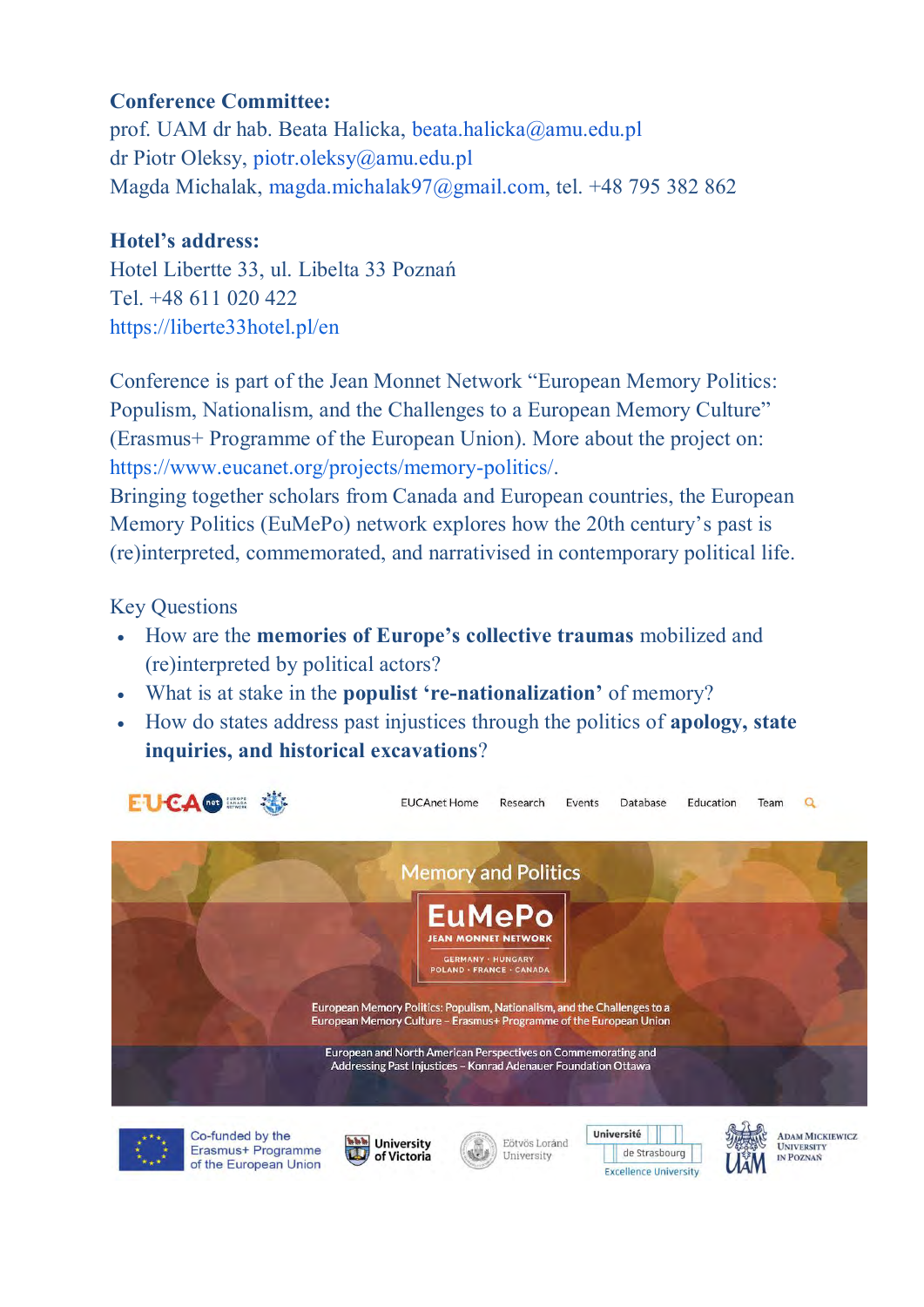**Conference Committee:**
prof. UAM dr hab. Beata Halicka, beata.halicka@amu.edu.pl
dr Piotr Oleksy, piotr.oleksy@amu.edu.pl
Magda Michalak, magda.michalak97@gmail.com, tel. +48 795 382 862

**Hotel's address:**
Hotel Libertte 33, ul. Libelta 33 Poznań
Tel. +48 611 020 422
https://liberte33hotel.pl/en

Conference is part of the Jean Monnet Network "European Memory Politics: Populism, Nationalism, and the Challenges to a European Memory Culture" (Erasmus+ Programme of the European Union). More about the project on: https://www.eucanet.org/projects/memory-politics/.
Bringing together scholars from Canada and European countries, the European Memory Politics (EuMePo) network explores how the 20th century's past is (re)interpreted, commemorated, and narrativised in contemporary political life.

Key Questions

- How are the **memories of Europe's collective traumas** mobilized and (re)interpreted by political actors?
- What is at stake in the **populist 're-nationalization'** of memory?
- How do states address past injustices through the politics of **apology, state inquiries, and historical excavations**?

EUCAnet Home Research Events Database Education Team

Memory and Politics

EuMePo
JEAN MONNET NETWORK
GERMANY · HUNGARY
POLAND · FRANCE · CANADA

European Memory Politics: Populism, Nationalism, and the Challenges to a European Memory Culture – Erasmus+ Programme of the European Union

European and North American Perspectives on Commemorating and Addressing Past Injustices – Konrad Adenauer Foundation Ottawa

Co-funded by the Erasmus+ Programme of the European Union

University of Victoria

Eötvös Loránd University

Université de Strasbourg
Excellence University

Adam Mickiewicz University in Poznań